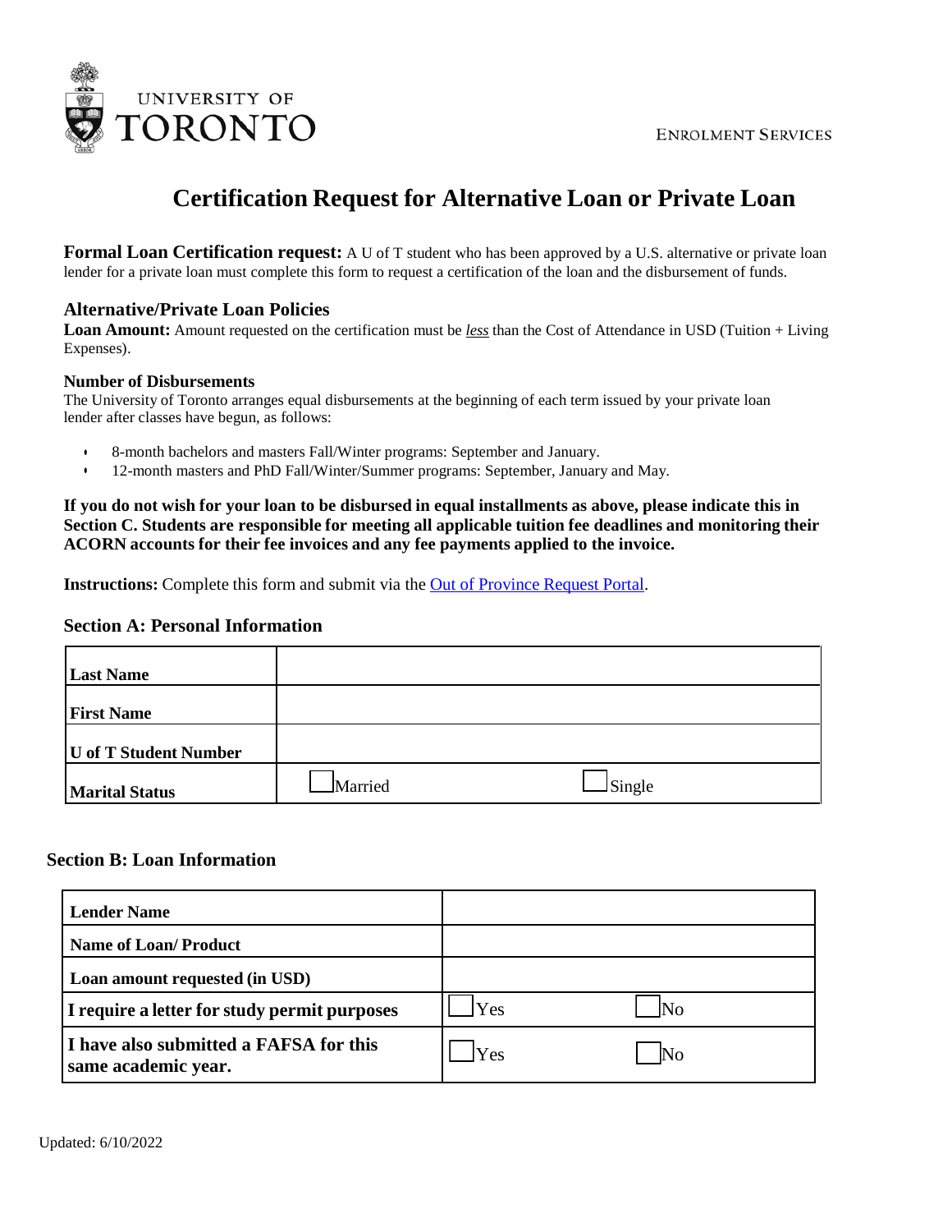UNIVERSITY OF TORONTO

ENROLMENT SERVICES

# Certification Request for Alternative Loan or Private Loan

**Formal Loan Certification request:** A U of T student who has been approved by a U.S. alternative or private loan lender for a private loan must complete this form to request a certification of the loan and the disbursement of funds.

### Alternative/Private Loan Policies

**Loan Amount:** Amount requested on the certification must be ***less*** than the Cost of Attendance in USD (Tuition + Living Expenses).

**Number of Disbursements**

The University of Toronto arranges equal disbursements at the beginning of each term issued by your private loan lender after classes have begun, as follows:

- 8-month bachelors and masters Fall/Winter programs: September and January.
- 12-month masters and PhD Fall/Winter/Summer programs: September, January and May.

**If you do not wish for your loan to be disbursed in equal installments as above, please indicate this in Section C. Students are responsible for meeting all applicable tuition fee deadlines and monitoring their ACORN accounts for their fee invoices and any fee payments applied to the invoice.**

**Instructions:** Complete this form and submit via the Out of Province Request Portal.

### Section A: Personal Information

| | | |
|---|---|---|
| **Last Name** | | |
| **First Name** | | |
| **U of T Student Number** | | |
| **Marital Status** | ☐ Married | ☐ Single |

### Section B: Loan Information

| | | |
|---|---|---|
| **Lender Name** | | |
| **Name of Loan/ Product** | | |
| **Loan amount requested (in USD)** | | |
| **I require a letter for study permit purposes** | ☐ Yes | ☐ No |
| **I have also submitted a FAFSA for this same academic year.** | ☐ Yes | ☐ No |

Updated: 6/10/2022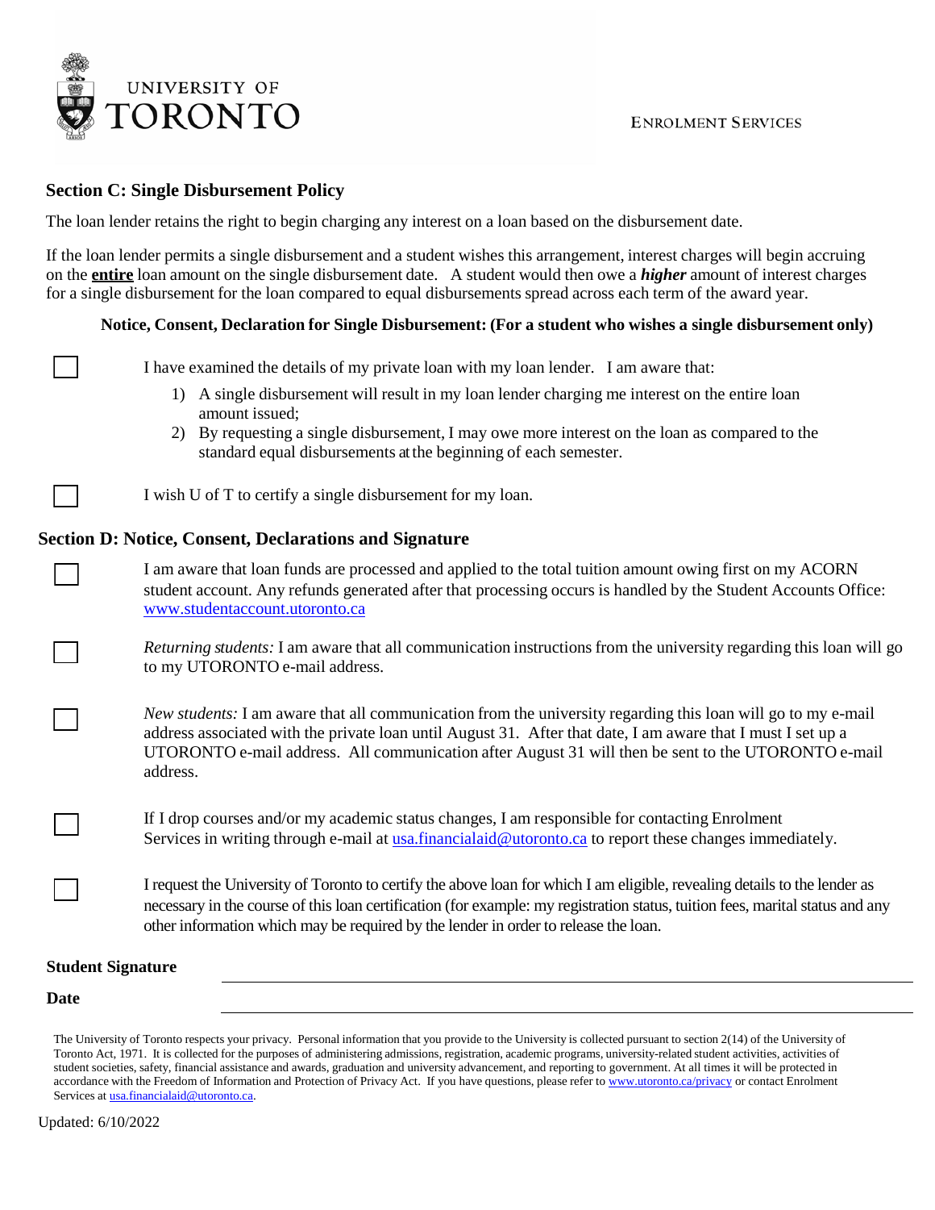UNIVERSITY OF TORONTO

ENROLMENT SERVICES

## Section C: Single Disbursement Policy

The loan lender retains the right to begin charging any interest on a loan based on the disbursement date.

If the loan lender permits a single disbursement and a student wishes this arrangement, interest charges will begin accruing on the **entire** loan amount on the single disbursement date. A student would then owe a ***higher*** amount of interest charges for a single disbursement for the loan compared to equal disbursements spread across each term of the award year.

**Notice, Consent, Declaration for Single Disbursement: (For a student who wishes a single disbursement only)**

☐ I have examined the details of my private loan with my loan lender. I am aware that:

1) A single disbursement will result in my loan lender charging me interest on the entire loan amount issued;
2) By requesting a single disbursement, I may owe more interest on the loan as compared to the standard equal disbursements at the beginning of each semester.

☐ I wish U of T to certify a single disbursement for my loan.

## Section D: Notice, Consent, Declarations and Signature

☐ I am aware that loan funds are processed and applied to the total tuition amount owing first on my ACORN student account. Any refunds generated after that processing occurs is handled by the Student Accounts Office: www.studentaccount.utoronto.ca

☐ *Returning students:* I am aware that all communication instructions from the university regarding this loan will go to my UTORONTO e-mail address.

☐ *New students:* I am aware that all communication from the university regarding this loan will go to my e-mail address associated with the private loan until August 31. After that date, I am aware that I must I set up a UTORONTO e-mail address. All communication after August 31 will then be sent to the UTORONTO e-mail address.

☐ If I drop courses and/or my academic status changes, I am responsible for contacting Enrolment Services in writing through e-mail at usa.financialaid@utoronto.ca to report these changes immediately.

☐ I request the University of Toronto to certify the above loan for which I am eligible, revealing details to the lender as necessary in the course of this loan certification (for example: my registration status, tuition fees, marital status and any other information which may be required by the lender in order to release the loan.

**Student Signature** ______________________________

**Date** ______________________________

The University of Toronto respects your privacy. Personal information that you provide to the University is collected pursuant to section 2(14) of the University of Toronto Act, 1971. It is collected for the purposes of administering admissions, registration, academic programs, university-related student activities, activities of student societies, safety, financial assistance and awards, graduation and university advancement, and reporting to government. At all times it will be protected in accordance with the Freedom of Information and Protection of Privacy Act. If you have questions, please refer to www.utoronto.ca/privacy or contact Enrolment Services at usa.financialaid@utoronto.ca.

Updated: 6/10/2022